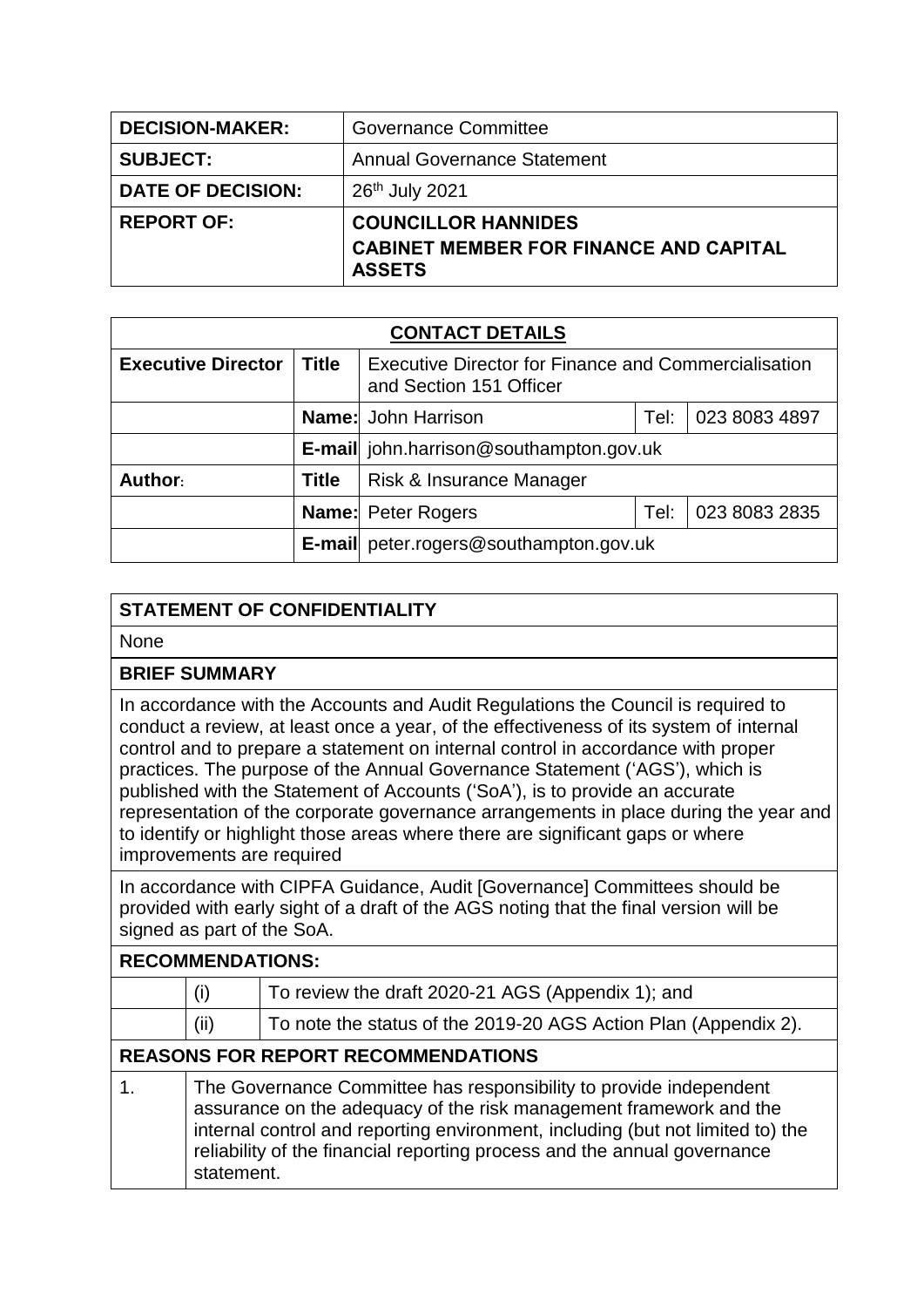| | |
|---|---|
| **DECISION-MAKER:** | Governance Committee |
| **SUBJECT:** | Annual Governance Statement |
| **DATE OF DECISION:** | 26th July 2021 |
| **REPORT OF:** | **COUNCILLOR HANNIDES**<br>**CABINET MEMBER FOR FINANCE AND CAPITAL ASSETS** |

| **CONTACT DETAILS** | | | | |
|---|---|---|---|---|
| **Executive Director** | **Title** | Executive Director for Finance and Commercialisation and Section 151 Officer | | |
| | **Name:** | John Harrison | Tel: | 023 8083 4897 |
| | **E-mail** | john.harrison@southampton.gov.uk | | |
| **Author:** | **Title** | Risk & Insurance Manager | | |
| | **Name:** | Peter Rogers | Tel: | 023 8083 2835 |
| | **E-mail** | peter.rogers@southampton.gov.uk | | |

**STATEMENT OF CONFIDENTIALITY**

None

**BRIEF SUMMARY**

In accordance with the Accounts and Audit Regulations the Council is required to conduct a review, at least once a year, of the effectiveness of its system of internal control and to prepare a statement on internal control in accordance with proper practices. The purpose of the Annual Governance Statement ('AGS'), which is published with the Statement of Accounts ('SoA'), is to provide an accurate representation of the corporate governance arrangements in place during the year and to identify or highlight those areas where there are significant gaps or where improvements are required

In accordance with CIPFA Guidance, Audit [Governance] Committees should be provided with early sight of a draft of the AGS noting that the final version will be signed as part of the SoA.

**RECOMMENDATIONS:**

| | | |
|---|---|---|
| | (i) | To review the draft 2020-21 AGS (Appendix 1); and |
| | (ii) | To note the status of the 2019-20 AGS Action Plan (Appendix 2). |

**REASONS FOR REPORT RECOMMENDATIONS**

| | |
|---|---|
| 1. | The Governance Committee has responsibility to provide independent assurance on the adequacy of the risk management framework and the internal control and reporting environment, including (but not limited to) the reliability of the financial reporting process and the annual governance statement. |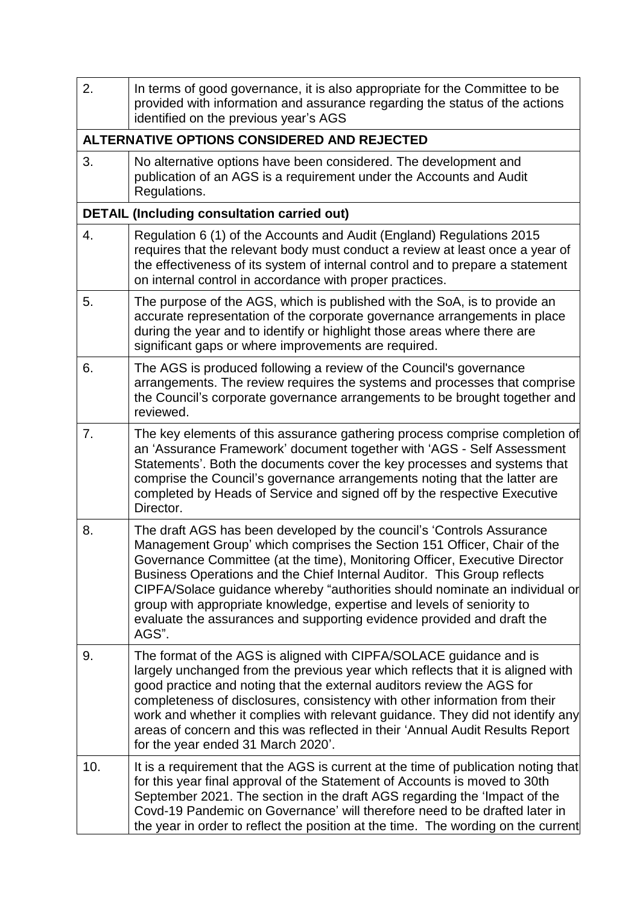| | |
|---|---|
| 2. | In terms of good governance, it is also appropriate for the Committee to be provided with information and assurance regarding the status of the actions identified on the previous year's AGS |
| **ALTERNATIVE OPTIONS CONSIDERED AND REJECTED** | |
| 3. | No alternative options have been considered. The development and publication of an AGS is a requirement under the Accounts and Audit Regulations. |
| **DETAIL (Including consultation carried out)** | |
| 4. | Regulation 6 (1) of the Accounts and Audit (England) Regulations 2015 requires that the relevant body must conduct a review at least once a year of the effectiveness of its system of internal control and to prepare a statement on internal control in accordance with proper practices. |
| 5. | The purpose of the AGS, which is published with the SoA, is to provide an accurate representation of the corporate governance arrangements in place during the year and to identify or highlight those areas where there are significant gaps or where improvements are required. |
| 6. | The AGS is produced following a review of the Council's governance arrangements. The review requires the systems and processes that comprise the Council's corporate governance arrangements to be brought together and reviewed. |
| 7. | The key elements of this assurance gathering process comprise completion of an 'Assurance Framework' document together with 'AGS - Self Assessment Statements'. Both the documents cover the key processes and systems that comprise the Council's governance arrangements noting that the latter are completed by Heads of Service and signed off by the respective Executive Director. |
| 8. | The draft AGS has been developed by the council's 'Controls Assurance Management Group' which comprises the Section 151 Officer, Chair of the Governance Committee (at the time), Monitoring Officer, Executive Director Business Operations and the Chief Internal Auditor. This Group reflects CIPFA/Solace guidance whereby "authorities should nominate an individual or group with appropriate knowledge, expertise and levels of seniority to evaluate the assurances and supporting evidence provided and draft the AGS". |
| 9. | The format of the AGS is aligned with CIPFA/SOLACE guidance and is largely unchanged from the previous year which reflects that it is aligned with good practice and noting that the external auditors review the AGS for completeness of disclosures, consistency with other information from their work and whether it complies with relevant guidance. They did not identify any areas of concern and this was reflected in their 'Annual Audit Results Report for the year ended 31 March 2020'. |
| 10. | It is a requirement that the AGS is current at the time of publication noting that for this year final approval of the Statement of Accounts is moved to 30th September 2021. The section in the draft AGS regarding the 'Impact of the Covd-19 Pandemic on Governance' will therefore need to be drafted later in the year in order to reflect the position at the time. The wording on the current |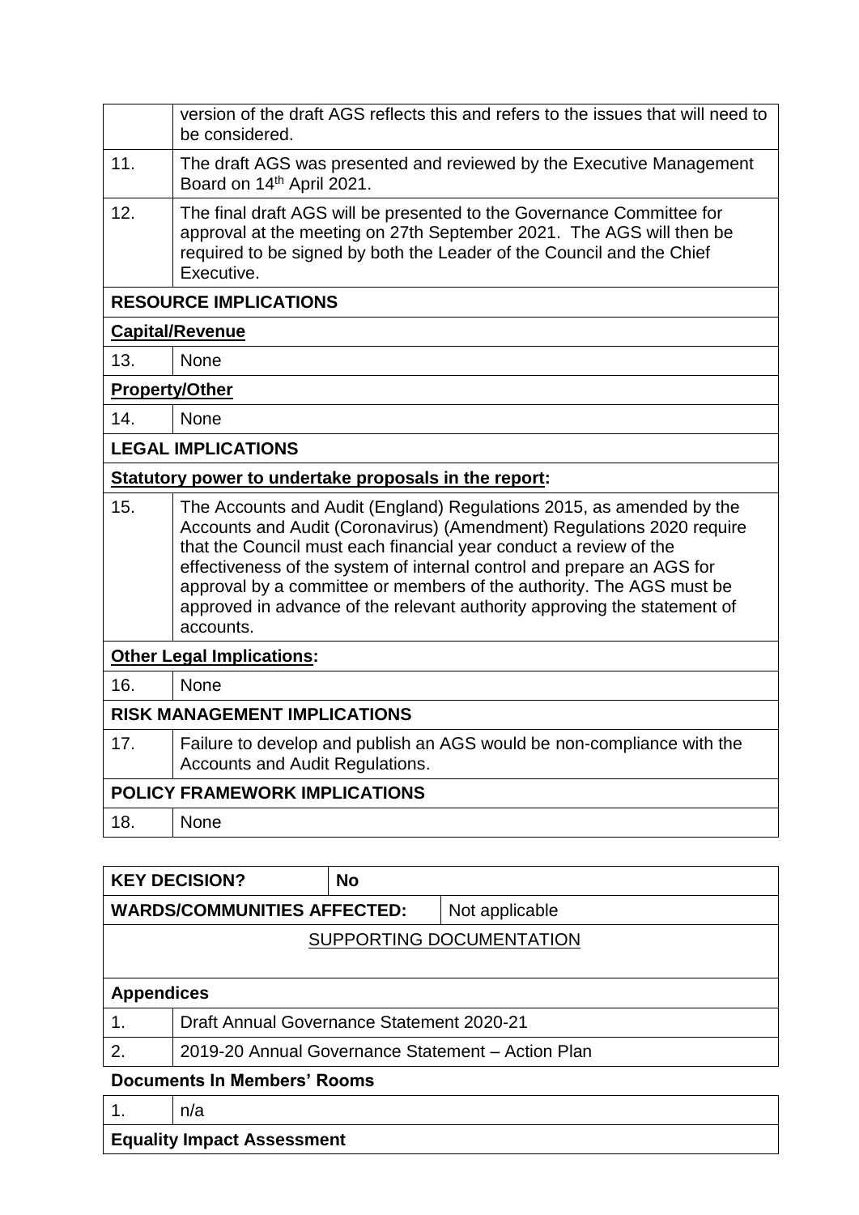| | |
|---|---|
| | version of the draft AGS reflects this and refers to the issues that will need to be considered. |
| 11. | The draft AGS was presented and reviewed by the Executive Management Board on 14th April 2021. |
| 12. | The final draft AGS will be presented to the Governance Committee for approval at the meeting on 27th September 2021. The AGS will then be required to be signed by both the Leader of the Council and the Chief Executive. |
| **RESOURCE IMPLICATIONS** | |
| **Capital/Revenue** | |
| 13. | None |
| **Property/Other** | |
| 14. | None |
| **LEGAL IMPLICATIONS** | |
| **Statutory power to undertake proposals in the report:** | |
| 15. | The Accounts and Audit (England) Regulations 2015, as amended by the Accounts and Audit (Coronavirus) (Amendment) Regulations 2020 require that the Council must each financial year conduct a review of the effectiveness of the system of internal control and prepare an AGS for approval by a committee or members of the authority. The AGS must be approved in advance of the relevant authority approving the statement of accounts. |
| **Other Legal Implications:** | |
| 16. | None |
| **RISK MANAGEMENT IMPLICATIONS** | |
| 17. | Failure to develop and publish an AGS would be non-compliance with the Accounts and Audit Regulations. |
| **POLICY FRAMEWORK IMPLICATIONS** | |
| 18. | None |

| | | |
|---|---|---|
| **KEY DECISION?** | **No** | |
| **WARDS/COMMUNITIES AFFECTED:** | | Not applicable |

SUPPORTING DOCUMENTATION

**Appendices**

| | |
|---|---|
| 1. | Draft Annual Governance Statement 2020-21 |
| 2. | 2019-20 Annual Governance Statement – Action Plan |

**Documents In Members' Rooms**

| | |
|---|---|
| 1. | n/a |

**Equality Impact Assessment**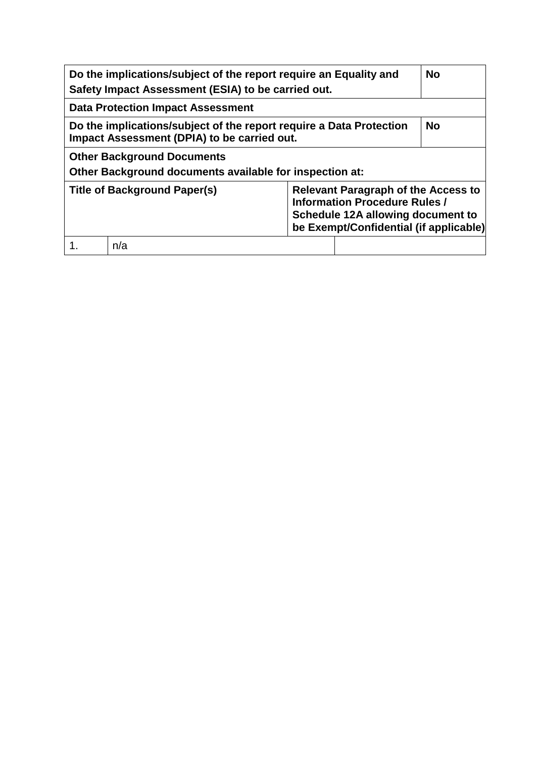| | | | |
|---|---|---|---|
| **Do the implications/subject of the report require an Equality and Safety Impact Assessment (ESIA) to be carried out.** | | | **No** |
| **Data Protection Impact Assessment** | | | |
| **Do the implications/subject of the report require a Data Protection Impact Assessment (DPIA) to be carried out.** | | | **No** |
| **Other Background Documents**<br>**Other Background documents available for inspection at:** | | | |
| **Title of Background Paper(s)** | | **Relevant Paragraph of the Access to Information Procedure Rules / Schedule 12A allowing document to be Exempt/Confidential (if applicable)** | |
| 1. | n/a | | |